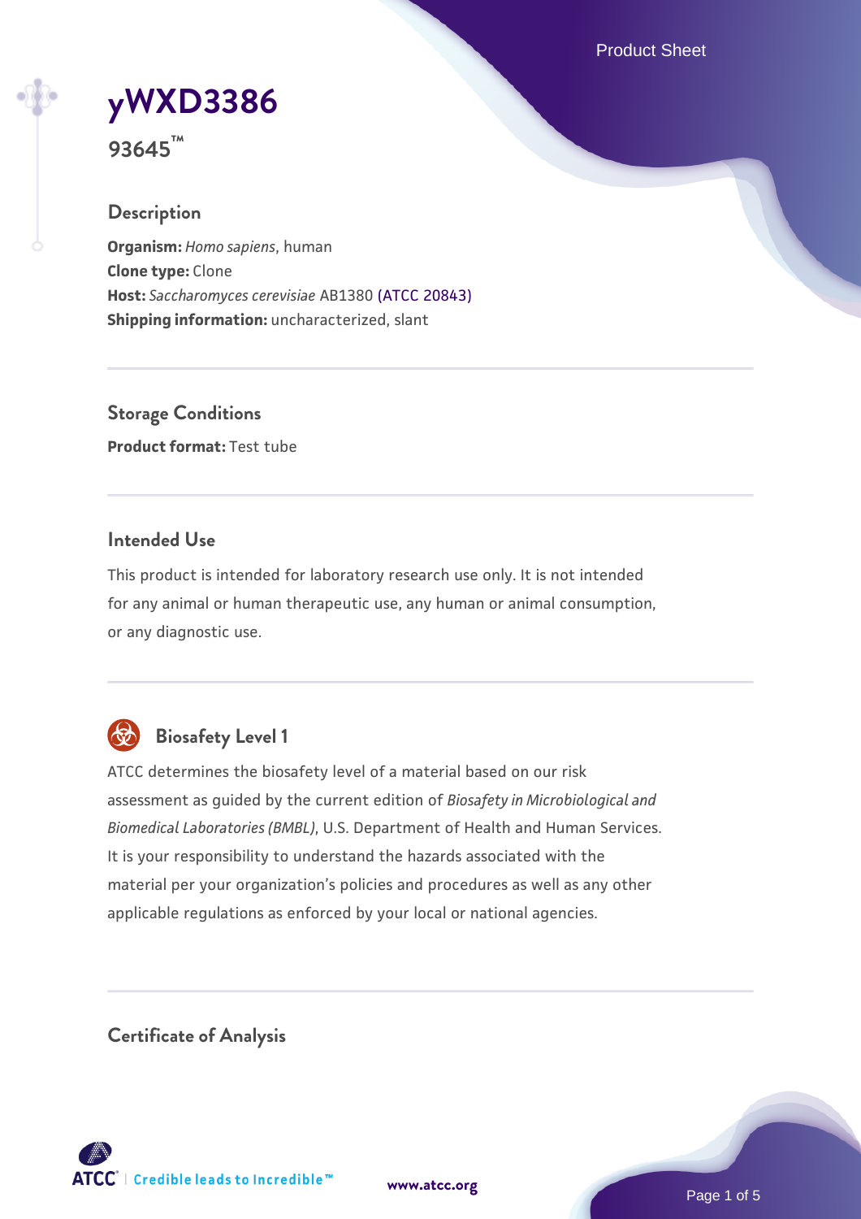# yWXD3386

**93645™**

## Description

**Organism:** *Homo sapiens*, human
**Clone type:** Clone
**Host:** *Saccharomyces cerevisiae* AB1380 (ATCC 20843)
**Shipping information:** uncharacterized, slant

## Storage Conditions

**Product format:** Test tube

## Intended Use

This product is intended for laboratory research use only. It is not intended for any animal or human therapeutic use, any human or animal consumption, or any diagnostic use.

## Biosafety Level 1

ATCC determines the biosafety level of a material based on our risk assessment as guided by the current edition of *Biosafety in Microbiological and Biomedical Laboratories (BMBL)*, U.S. Department of Health and Human Services. It is your responsibility to understand the hazards associated with the material per your organization's policies and procedures as well as any other applicable regulations as enforced by your local or national agencies.

## Certificate of Analysis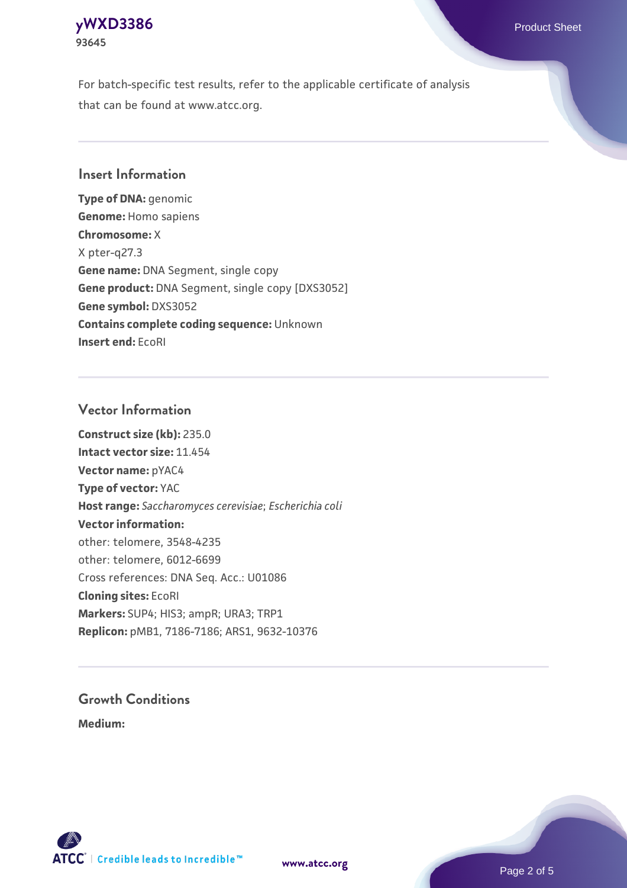For batch-specific test results, refer to the applicable certificate of analysis that can be found at www.atcc.org.

## Insert Information

**Type of DNA:** genomic
**Genome:** Homo sapiens
**Chromosome:** X
X pter-q27.3
**Gene name:** DNA Segment, single copy
**Gene product:** DNA Segment, single copy [DXS3052]
**Gene symbol:** DXS3052
**Contains complete coding sequence:** Unknown
**Insert end:** EcoRI

## Vector Information

**Construct size (kb):** 235.0
**Intact vector size:** 11.454
**Vector name:** pYAC4
**Type of vector:** YAC
**Host range:** *Saccharomyces cerevisiae*; *Escherichia coli*
**Vector information:**
other: telomere, 3548-4235
other: telomere, 6012-6699
Cross references: DNA Seq. Acc.: U01086
**Cloning sites:** EcoRI
**Markers:** SUP4; HIS3; ampR; URA3; TRP1
**Replicon:** pMB1, 7186-7186; ARS1, 9632-10376

## Growth Conditions

**Medium:**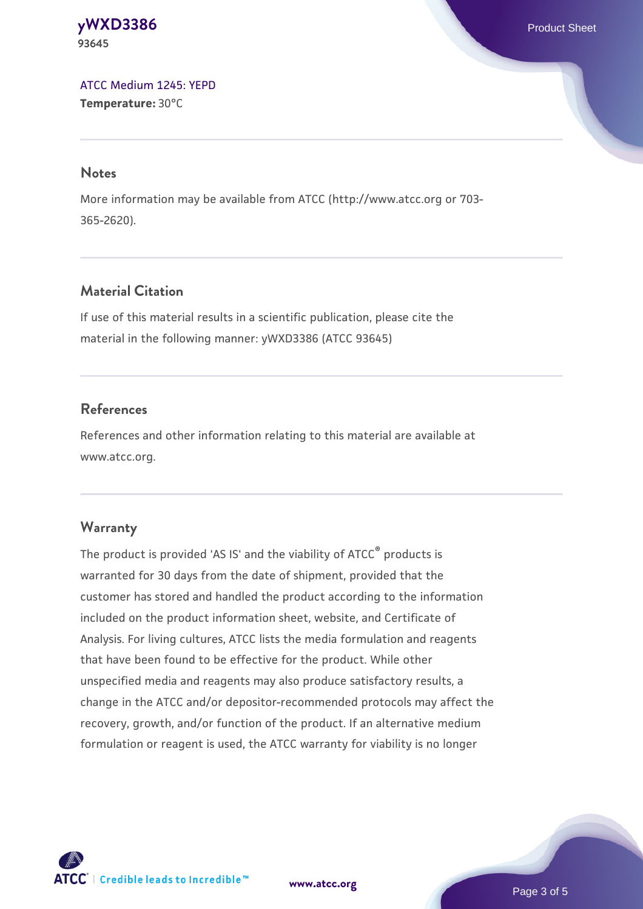ATCC Medium 1245: YEPD
**Temperature:** 30°C

## Notes

More information may be available from ATCC (http://www.atcc.org or 703-365-2620).

## Material Citation

If use of this material results in a scientific publication, please cite the material in the following manner: yWXD3386 (ATCC 93645)

## References

References and other information relating to this material are available at www.atcc.org.

## Warranty

The product is provided 'AS IS' and the viability of ATCC® products is warranted for 30 days from the date of shipment, provided that the customer has stored and handled the product according to the information included on the product information sheet, website, and Certificate of Analysis. For living cultures, ATCC lists the media formulation and reagents that have been found to be effective for the product. While other unspecified media and reagents may also produce satisfactory results, a change in the ATCC and/or depositor-recommended protocols may affect the recovery, growth, and/or function of the product. If an alternative medium formulation or reagent is used, the ATCC warranty for viability is no longer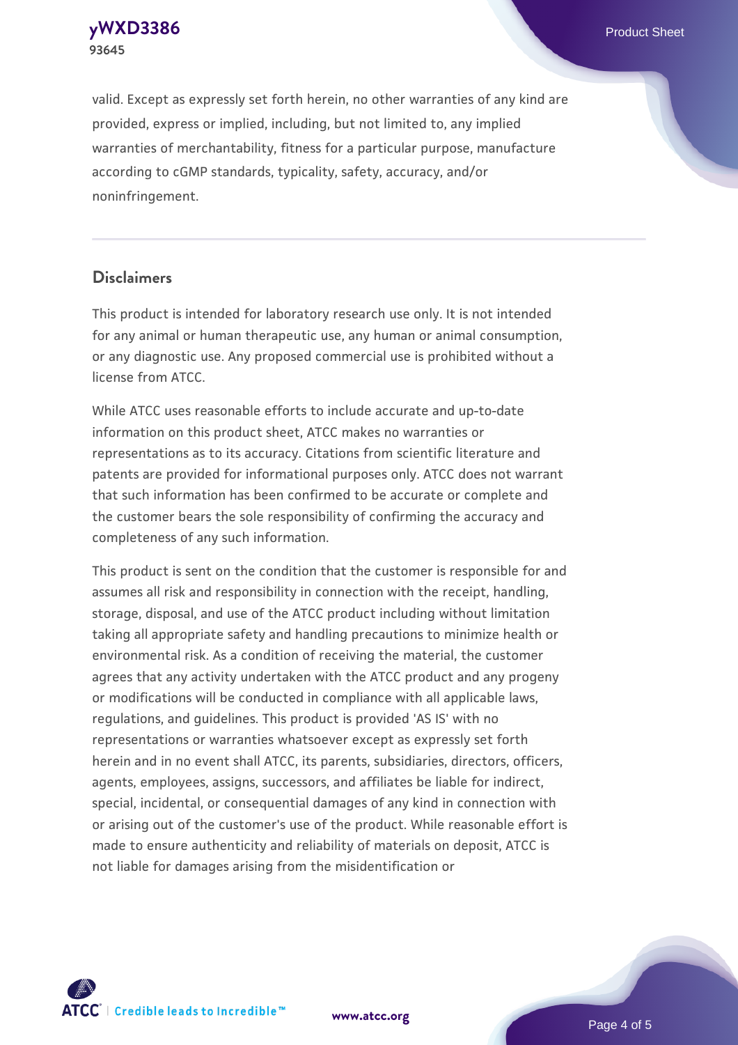valid. Except as expressly set forth herein, no other warranties of any kind are provided, express or implied, including, but not limited to, any implied warranties of merchantability, fitness for a particular purpose, manufacture according to cGMP standards, typicality, safety, accuracy, and/or noninfringement.

## Disclaimers

This product is intended for laboratory research use only. It is not intended for any animal or human therapeutic use, any human or animal consumption, or any diagnostic use. Any proposed commercial use is prohibited without a license from ATCC.

While ATCC uses reasonable efforts to include accurate and up-to-date information on this product sheet, ATCC makes no warranties or representations as to its accuracy. Citations from scientific literature and patents are provided for informational purposes only. ATCC does not warrant that such information has been confirmed to be accurate or complete and the customer bears the sole responsibility of confirming the accuracy and completeness of any such information.

This product is sent on the condition that the customer is responsible for and assumes all risk and responsibility in connection with the receipt, handling, storage, disposal, and use of the ATCC product including without limitation taking all appropriate safety and handling precautions to minimize health or environmental risk. As a condition of receiving the material, the customer agrees that any activity undertaken with the ATCC product and any progeny or modifications will be conducted in compliance with all applicable laws, regulations, and guidelines. This product is provided 'AS IS' with no representations or warranties whatsoever except as expressly set forth herein and in no event shall ATCC, its parents, subsidiaries, directors, officers, agents, employees, assigns, successors, and affiliates be liable for indirect, special, incidental, or consequential damages of any kind in connection with or arising out of the customer's use of the product. While reasonable effort is made to ensure authenticity and reliability of materials on deposit, ATCC is not liable for damages arising from the misidentification or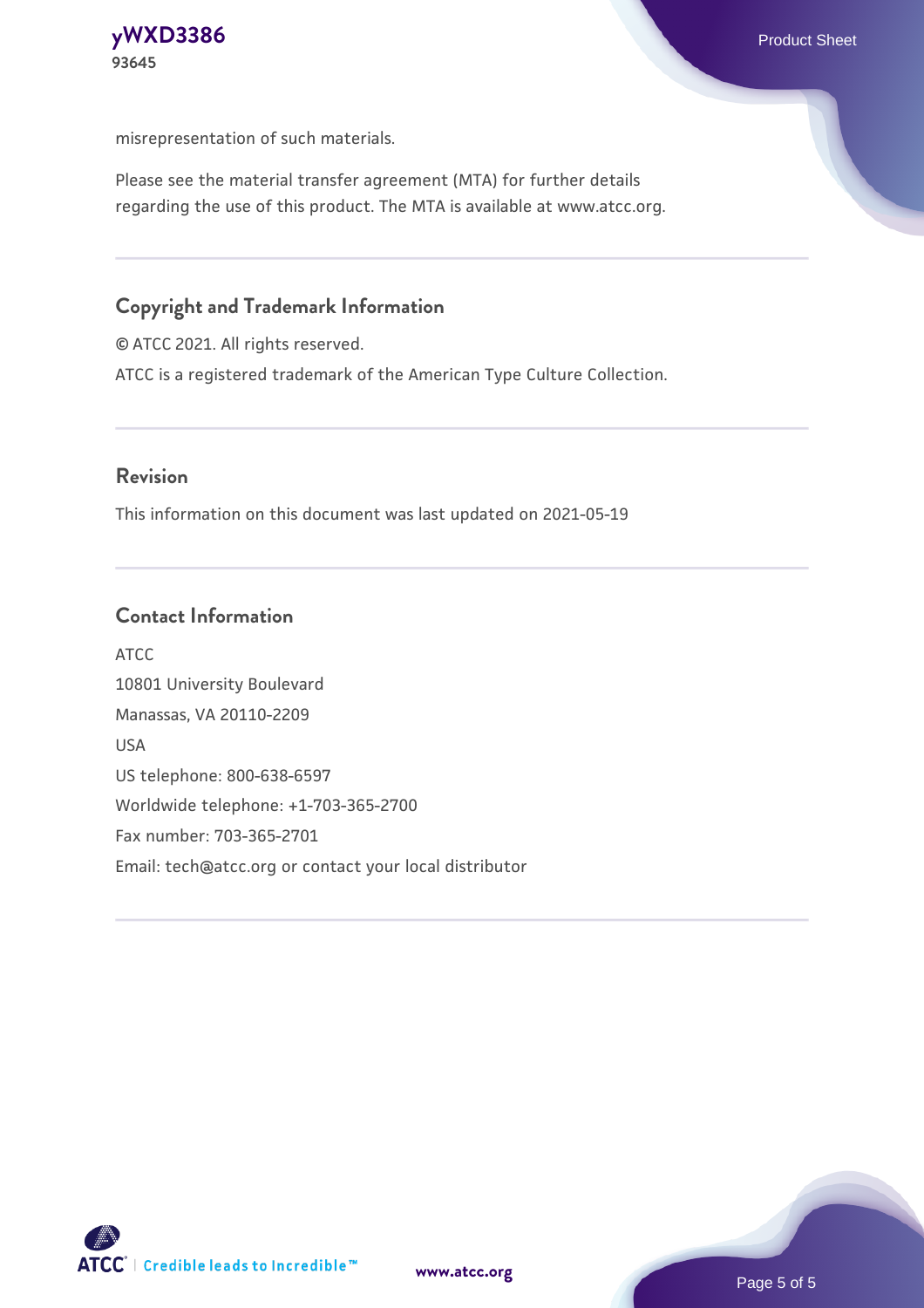misrepresentation of such materials.

Please see the material transfer agreement (MTA) for further details regarding the use of this product. The MTA is available at www.atcc.org.

## Copyright and Trademark Information

© ATCC 2021. All rights reserved.

ATCC is a registered trademark of the American Type Culture Collection.

## Revision

This information on this document was last updated on 2021-05-19

## Contact Information

ATCC
10801 University Boulevard
Manassas, VA 20110-2209
USA
US telephone: 800-638-6597
Worldwide telephone: +1-703-365-2700
Fax number: 703-365-2701
Email: tech@atcc.org or contact your local distributor